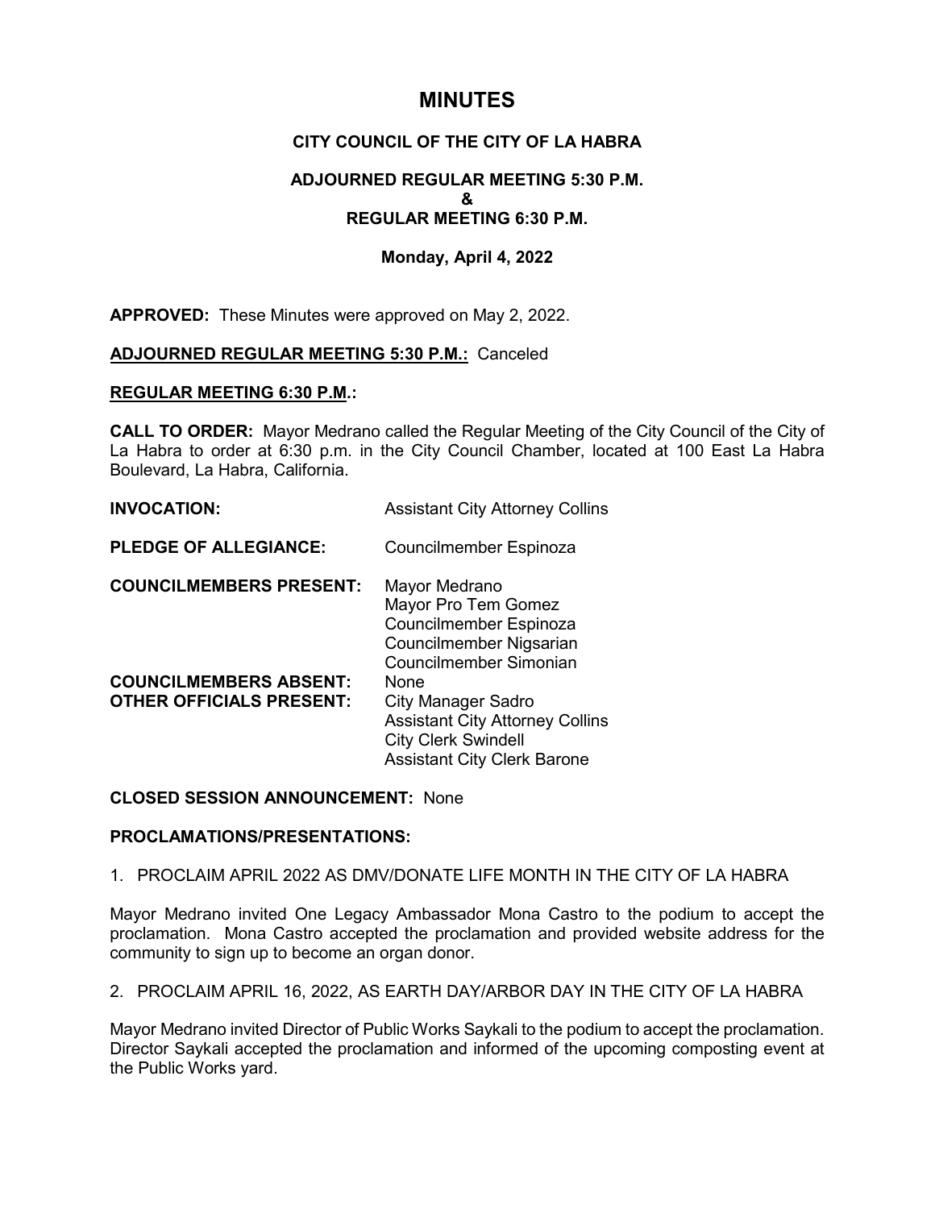# MINUTES

## CITY COUNCIL OF THE CITY OF LA HABRA

### ADJOURNED REGULAR MEETING 5:30 P.M.
### &
### REGULAR MEETING 6:30 P.M.

### Monday, April 4, 2022

**APPROVED:** These Minutes were approved on May 2, 2022.

**ADJOURNED REGULAR MEETING 5:30 P.M.:** Canceled

**REGULAR MEETING 6:30 P.M.:**

**CALL TO ORDER:** Mayor Medrano called the Regular Meeting of the City Council of the City of La Habra to order at 6:30 p.m. in the City Council Chamber, located at 100 East La Habra Boulevard, La Habra, California.

**INVOCATION:** Assistant City Attorney Collins

**PLEDGE OF ALLEGIANCE:** Councilmember Espinoza

**COUNCILMEMBERS PRESENT:**
Mayor Medrano
Mayor Pro Tem Gomez
Councilmember Espinoza
Councilmember Nigsarian
Councilmember Simonian

**COUNCILMEMBERS ABSENT:** None

**OTHER OFFICIALS PRESENT:**
City Manager Sadro
Assistant City Attorney Collins
City Clerk Swindell
Assistant City Clerk Barone

**CLOSED SESSION ANNOUNCEMENT:** None

**PROCLAMATIONS/PRESENTATIONS:**

1. PROCLAIM APRIL 2022 AS DMV/DONATE LIFE MONTH IN THE CITY OF LA HABRA

Mayor Medrano invited One Legacy Ambassador Mona Castro to the podium to accept the proclamation. Mona Castro accepted the proclamation and provided website address for the community to sign up to become an organ donor.

2. PROCLAIM APRIL 16, 2022, AS EARTH DAY/ARBOR DAY IN THE CITY OF LA HABRA

Mayor Medrano invited Director of Public Works Saykali to the podium to accept the proclamation. Director Saykali accepted the proclamation and informed of the upcoming composting event at the Public Works yard.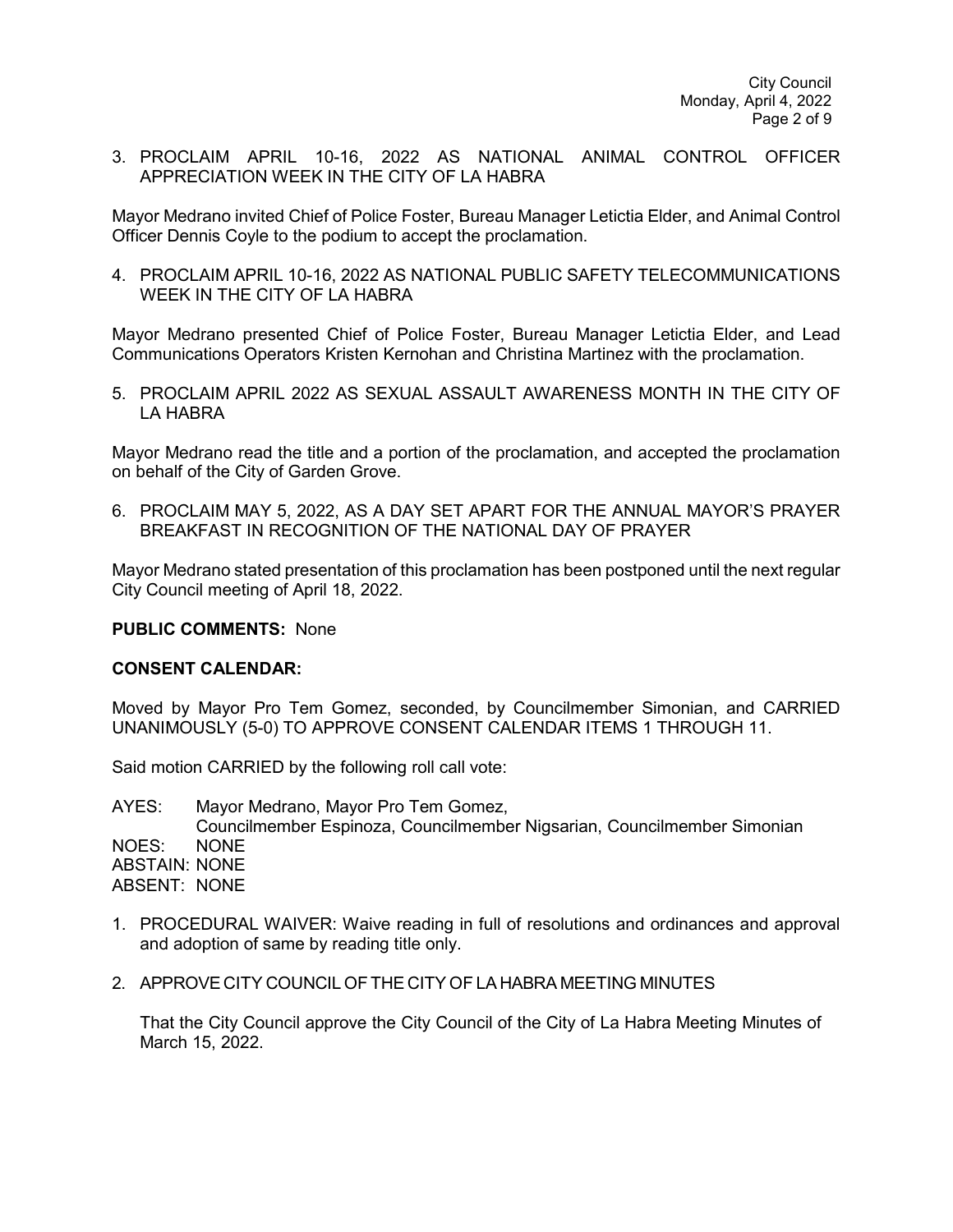3. PROCLAIM APRIL 10-16, 2022 AS NATIONAL ANIMAL CONTROL OFFICER APPRECIATION WEEK IN THE CITY OF LA HABRA

Mayor Medrano invited Chief of Police Foster, Bureau Manager Letictia Elder, and Animal Control Officer Dennis Coyle to the podium to accept the proclamation.

4. PROCLAIM APRIL 10-16, 2022 AS NATIONAL PUBLIC SAFETY TELECOMMUNICATIONS WEEK IN THE CITY OF LA HABRA

Mayor Medrano presented Chief of Police Foster, Bureau Manager Letictia Elder, and Lead Communications Operators Kristen Kernohan and Christina Martinez with the proclamation.

5. PROCLAIM APRIL 2022 AS SEXUAL ASSAULT AWARENESS MONTH IN THE CITY OF LA HABRA

Mayor Medrano read the title and a portion of the proclamation, and accepted the proclamation on behalf of the City of Garden Grove.

6. PROCLAIM MAY 5, 2022, AS A DAY SET APART FOR THE ANNUAL MAYOR'S PRAYER BREAKFAST IN RECOGNITION OF THE NATIONAL DAY OF PRAYER

Mayor Medrano stated presentation of this proclamation has been postponed until the next regular City Council meeting of April 18, 2022.

**PUBLIC COMMENTS:** None

**CONSENT CALENDAR:**

Moved by Mayor Pro Tem Gomez, seconded, by Councilmember Simonian, and CARRIED UNANIMOUSLY (5-0) TO APPROVE CONSENT CALENDAR ITEMS 1 THROUGH 11.

Said motion CARRIED by the following roll call vote:

AYES: Mayor Medrano, Mayor Pro Tem Gomez,
Councilmember Espinoza, Councilmember Nigsarian, Councilmember Simonian
NOES: NONE
ABSTAIN: NONE
ABSENT: NONE

1. PROCEDURAL WAIVER: Waive reading in full of resolutions and ordinances and approval and adoption of same by reading title only.

2. APPROVE CITY COUNCIL OF THE CITY OF LA HABRA MEETING MINUTES

   That the City Council approve the City Council of the City of La Habra Meeting Minutes of March 15, 2022.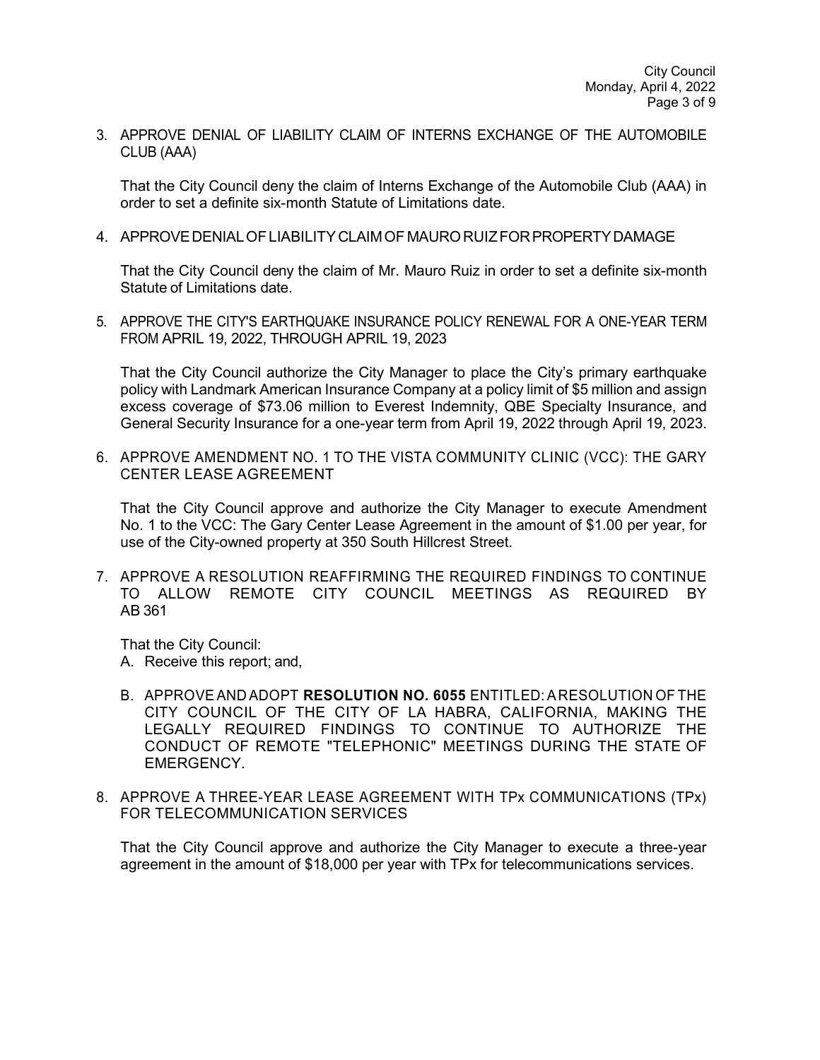3. APPROVE DENIAL OF LIABILITY CLAIM OF INTERNS EXCHANGE OF THE AUTOMOBILE CLUB (AAA)

   That the City Council deny the claim of Interns Exchange of the Automobile Club (AAA) in order to set a definite six-month Statute of Limitations date.

4. APPROVE DENIAL OF LIABILITY CLAIM OF MAURO RUIZ FOR PROPERTY DAMAGE

   That the City Council deny the claim of Mr. Mauro Ruiz in order to set a definite six-month Statute of Limitations date.

5. APPROVE THE CITY'S EARTHQUAKE INSURANCE POLICY RENEWAL FOR A ONE-YEAR TERM FROM APRIL 19, 2022, THROUGH APRIL 19, 2023

   That the City Council authorize the City Manager to place the City's primary earthquake policy with Landmark American Insurance Company at a policy limit of $5 million and assign excess coverage of $73.06 million to Everest Indemnity, QBE Specialty Insurance, and General Security Insurance for a one-year term from April 19, 2022 through April 19, 2023.

6. APPROVE AMENDMENT NO. 1 TO THE VISTA COMMUNITY CLINIC (VCC): THE GARY CENTER LEASE AGREEMENT

   That the City Council approve and authorize the City Manager to execute Amendment No. 1 to the VCC: The Gary Center Lease Agreement in the amount of $1.00 per year, for use of the City-owned property at 350 South Hillcrest Street.

7. APPROVE A RESOLUTION REAFFIRMING THE REQUIRED FINDINGS TO CONTINUE TO ALLOW REMOTE CITY COUNCIL MEETINGS AS REQUIRED BY AB 361

   That the City Council:

   A. Receive this report; and,

   B. APPROVE AND ADOPT **RESOLUTION NO. 6055** ENTITLED: A RESOLUTION OF THE CITY COUNCIL OF THE CITY OF LA HABRA, CALIFORNIA, MAKING THE LEGALLY REQUIRED FINDINGS TO CONTINUE TO AUTHORIZE THE CONDUCT OF REMOTE "TELEPHONIC" MEETINGS DURING THE STATE OF EMERGENCY.

8. APPROVE A THREE-YEAR LEASE AGREEMENT WITH TPx COMMUNICATIONS (TPx) FOR TELECOMMUNICATION SERVICES

   That the City Council approve and authorize the City Manager to execute a three-year agreement in the amount of $18,000 per year with TPx for telecommunications services.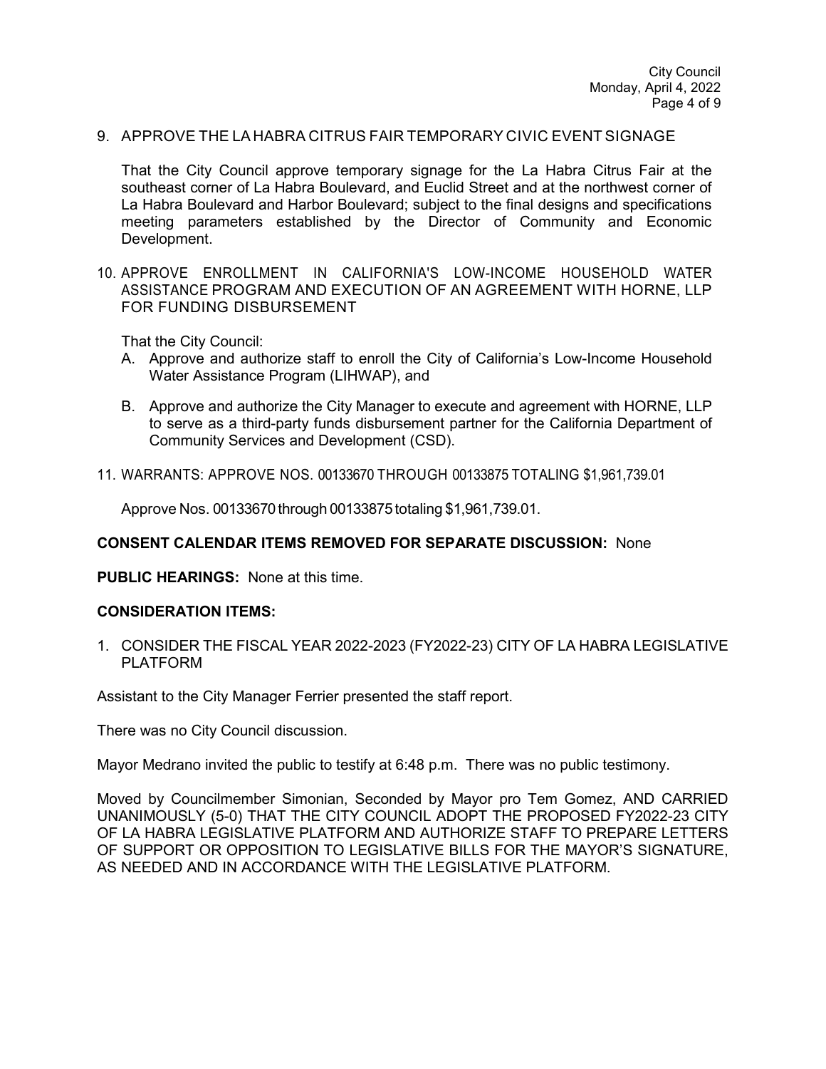9. APPROVE THE LA HABRA CITRUS FAIR TEMPORARY CIVIC EVENT SIGNAGE

   That the City Council approve temporary signage for the La Habra Citrus Fair at the southeast corner of La Habra Boulevard, and Euclid Street and at the northwest corner of La Habra Boulevard and Harbor Boulevard; subject to the final designs and specifications meeting parameters established by the Director of Community and Economic Development.

10. APPROVE ENROLLMENT IN CALIFORNIA'S LOW-INCOME HOUSEHOLD WATER ASSISTANCE PROGRAM AND EXECUTION OF AN AGREEMENT WITH HORNE, LLP FOR FUNDING DISBURSEMENT

    That the City Council:

    A. Approve and authorize staff to enroll the City of California's Low-Income Household Water Assistance Program (LIHWAP), and

    B. Approve and authorize the City Manager to execute and agreement with HORNE, LLP to serve as a third-party funds disbursement partner for the California Department of Community Services and Development (CSD).

11. WARRANTS: APPROVE NOS. 00133670 THROUGH 00133875 TOTALING $1,961,739.01

    Approve Nos. 00133670 through 00133875 totaling $1,961,739.01.

**CONSENT CALENDAR ITEMS REMOVED FOR SEPARATE DISCUSSION:** None

**PUBLIC HEARINGS:** None at this time.

**CONSIDERATION ITEMS:**

1. CONSIDER THE FISCAL YEAR 2022-2023 (FY2022-23) CITY OF LA HABRA LEGISLATIVE PLATFORM

Assistant to the City Manager Ferrier presented the staff report.

There was no City Council discussion.

Mayor Medrano invited the public to testify at 6:48 p.m. There was no public testimony.

Moved by Councilmember Simonian, Seconded by Mayor pro Tem Gomez, AND CARRIED UNANIMOUSLY (5-0) THAT THE CITY COUNCIL ADOPT THE PROPOSED FY2022-23 CITY OF LA HABRA LEGISLATIVE PLATFORM AND AUTHORIZE STAFF TO PREPARE LETTERS OF SUPPORT OR OPPOSITION TO LEGISLATIVE BILLS FOR THE MAYOR'S SIGNATURE, AS NEEDED AND IN ACCORDANCE WITH THE LEGISLATIVE PLATFORM.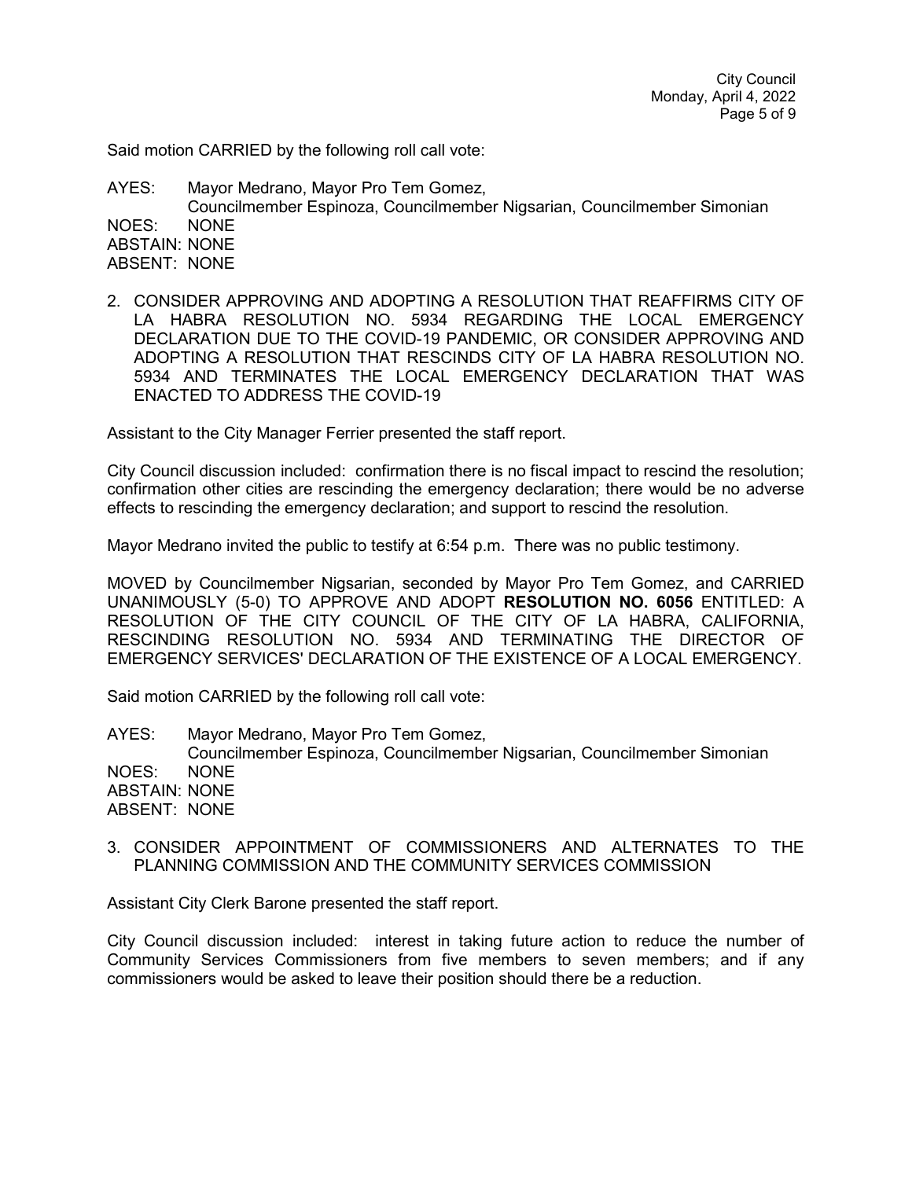Said motion CARRIED by the following roll call vote:

AYES: Mayor Medrano, Mayor Pro Tem Gomez,
Councilmember Espinoza, Councilmember Nigsarian, Councilmember Simonian
NOES: NONE
ABSTAIN: NONE
ABSENT: NONE

2. CONSIDER APPROVING AND ADOPTING A RESOLUTION THAT REAFFIRMS CITY OF LA HABRA RESOLUTION NO. 5934 REGARDING THE LOCAL EMERGENCY DECLARATION DUE TO THE COVID-19 PANDEMIC, OR CONSIDER APPROVING AND ADOPTING A RESOLUTION THAT RESCINDS CITY OF LA HABRA RESOLUTION NO. 5934 AND TERMINATES THE LOCAL EMERGENCY DECLARATION THAT WAS ENACTED TO ADDRESS THE COVID-19

Assistant to the City Manager Ferrier presented the staff report.

City Council discussion included: confirmation there is no fiscal impact to rescind the resolution; confirmation other cities are rescinding the emergency declaration; there would be no adverse effects to rescinding the emergency declaration; and support to rescind the resolution.

Mayor Medrano invited the public to testify at 6:54 p.m. There was no public testimony.

MOVED by Councilmember Nigsarian, seconded by Mayor Pro Tem Gomez, and CARRIED UNANIMOUSLY (5-0) TO APPROVE AND ADOPT **RESOLUTION NO. 6056** ENTITLED: A RESOLUTION OF THE CITY COUNCIL OF THE CITY OF LA HABRA, CALIFORNIA, RESCINDING RESOLUTION NO. 5934 AND TERMINATING THE DIRECTOR OF EMERGENCY SERVICES' DECLARATION OF THE EXISTENCE OF A LOCAL EMERGENCY.

Said motion CARRIED by the following roll call vote:

AYES: Mayor Medrano, Mayor Pro Tem Gomez,
Councilmember Espinoza, Councilmember Nigsarian, Councilmember Simonian
NOES: NONE
ABSTAIN: NONE
ABSENT: NONE

3. CONSIDER APPOINTMENT OF COMMISSIONERS AND ALTERNATES TO THE PLANNING COMMISSION AND THE COMMUNITY SERVICES COMMISSION

Assistant City Clerk Barone presented the staff report.

City Council discussion included: interest in taking future action to reduce the number of Community Services Commissioners from five members to seven members; and if any commissioners would be asked to leave their position should there be a reduction.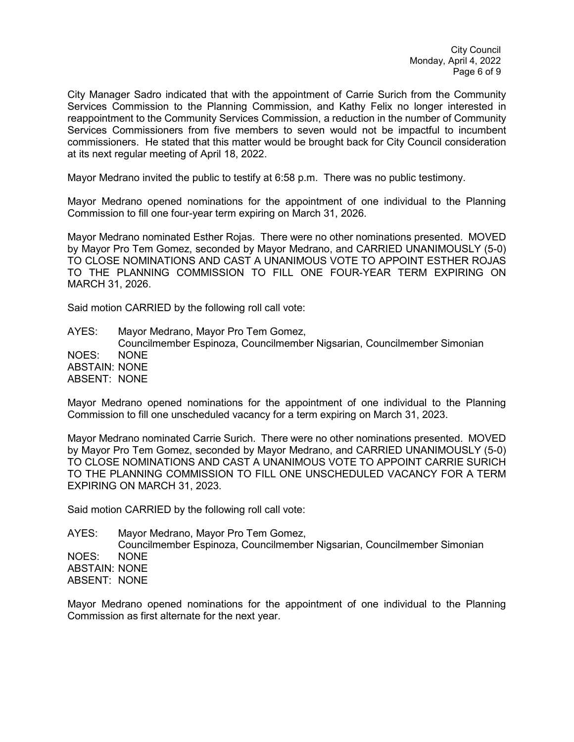City Manager Sadro indicated that with the appointment of Carrie Surich from the Community Services Commission to the Planning Commission, and Kathy Felix no longer interested in reappointment to the Community Services Commission, a reduction in the number of Community Services Commissioners from five members to seven would not be impactful to incumbent commissioners. He stated that this matter would be brought back for City Council consideration at its next regular meeting of April 18, 2022.

Mayor Medrano invited the public to testify at 6:58 p.m. There was no public testimony.

Mayor Medrano opened nominations for the appointment of one individual to the Planning Commission to fill one four-year term expiring on March 31, 2026.

Mayor Medrano nominated Esther Rojas. There were no other nominations presented. MOVED by Mayor Pro Tem Gomez, seconded by Mayor Medrano, and CARRIED UNANIMOUSLY (5-0) TO CLOSE NOMINATIONS AND CAST A UNANIMOUS VOTE TO APPOINT ESTHER ROJAS TO THE PLANNING COMMISSION TO FILL ONE FOUR-YEAR TERM EXPIRING ON MARCH 31, 2026.

Said motion CARRIED by the following roll call vote:

AYES: Mayor Medrano, Mayor Pro Tem Gomez, Councilmember Espinoza, Councilmember Nigsarian, Councilmember Simonian
NOES: NONE
ABSTAIN: NONE
ABSENT: NONE

Mayor Medrano opened nominations for the appointment of one individual to the Planning Commission to fill one unscheduled vacancy for a term expiring on March 31, 2023.

Mayor Medrano nominated Carrie Surich. There were no other nominations presented. MOVED by Mayor Pro Tem Gomez, seconded by Mayor Medrano, and CARRIED UNANIMOUSLY (5-0) TO CLOSE NOMINATIONS AND CAST A UNANIMOUS VOTE TO APPOINT CARRIE SURICH TO THE PLANNING COMMISSION TO FILL ONE UNSCHEDULED VACANCY FOR A TERM EXPIRING ON MARCH 31, 2023.

Said motion CARRIED by the following roll call vote:

AYES: Mayor Medrano, Mayor Pro Tem Gomez, Councilmember Espinoza, Councilmember Nigsarian, Councilmember Simonian
NOES: NONE
ABSTAIN: NONE
ABSENT: NONE

Mayor Medrano opened nominations for the appointment of one individual to the Planning Commission as first alternate for the next year.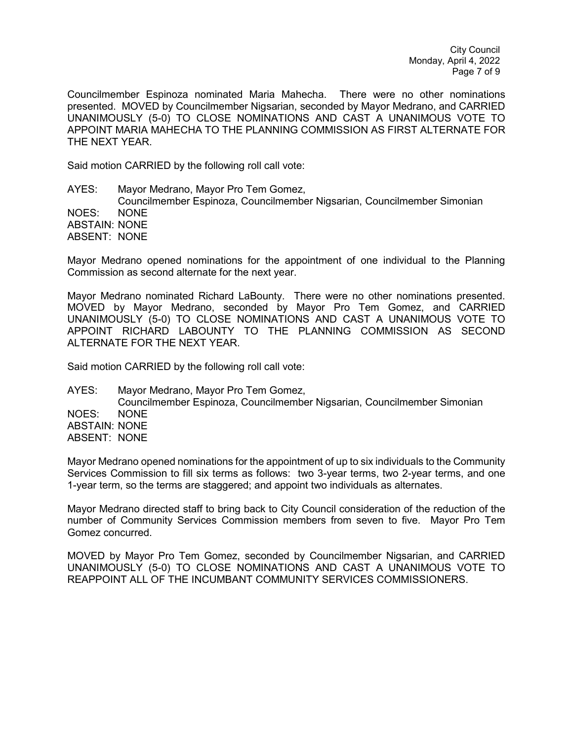Councilmember Espinoza nominated Maria Mahecha. There were no other nominations presented. MOVED by Councilmember Nigsarian, seconded by Mayor Medrano, and CARRIED UNANIMOUSLY (5-0) TO CLOSE NOMINATIONS AND CAST A UNANIMOUS VOTE TO APPOINT MARIA MAHECHA TO THE PLANNING COMMISSION AS FIRST ALTERNATE FOR THE NEXT YEAR.

Said motion CARRIED by the following roll call vote:

AYES: Mayor Medrano, Mayor Pro Tem Gomez,
Councilmember Espinoza, Councilmember Nigsarian, Councilmember Simonian
NOES: NONE
ABSTAIN: NONE
ABSENT: NONE

Mayor Medrano opened nominations for the appointment of one individual to the Planning Commission as second alternate for the next year.

Mayor Medrano nominated Richard LaBounty. There were no other nominations presented. MOVED by Mayor Medrano, seconded by Mayor Pro Tem Gomez, and CARRIED UNANIMOUSLY (5-0) TO CLOSE NOMINATIONS AND CAST A UNANIMOUS VOTE TO APPOINT RICHARD LABOUNTY TO THE PLANNING COMMISSION AS SECOND ALTERNATE FOR THE NEXT YEAR.

Said motion CARRIED by the following roll call vote:

AYES: Mayor Medrano, Mayor Pro Tem Gomez,
Councilmember Espinoza, Councilmember Nigsarian, Councilmember Simonian
NOES: NONE
ABSTAIN: NONE
ABSENT: NONE

Mayor Medrano opened nominations for the appointment of up to six individuals to the Community Services Commission to fill six terms as follows: two 3-year terms, two 2-year terms, and one 1-year term, so the terms are staggered; and appoint two individuals as alternates.

Mayor Medrano directed staff to bring back to City Council consideration of the reduction of the number of Community Services Commission members from seven to five. Mayor Pro Tem Gomez concurred.

MOVED by Mayor Pro Tem Gomez, seconded by Councilmember Nigsarian, and CARRIED UNANIMOUSLY (5-0) TO CLOSE NOMINATIONS AND CAST A UNANIMOUS VOTE TO REAPPOINT ALL OF THE INCUMBANT COMMUNITY SERVICES COMMISSIONERS.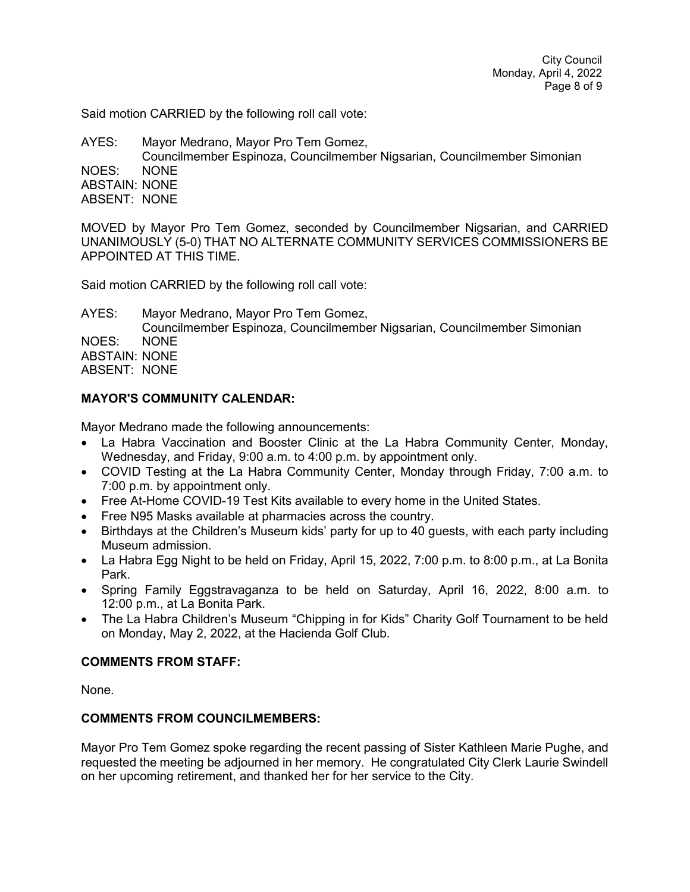Said motion CARRIED by the following roll call vote:

AYES: Mayor Medrano, Mayor Pro Tem Gomez, Councilmember Espinoza, Councilmember Nigsarian, Councilmember Simonian
NOES: NONE
ABSTAIN: NONE
ABSENT: NONE

MOVED by Mayor Pro Tem Gomez, seconded by Councilmember Nigsarian, and CARRIED UNANIMOUSLY (5-0) THAT NO ALTERNATE COMMUNITY SERVICES COMMISSIONERS BE APPOINTED AT THIS TIME.

Said motion CARRIED by the following roll call vote:

AYES: Mayor Medrano, Mayor Pro Tem Gomez, Councilmember Espinoza, Councilmember Nigsarian, Councilmember Simonian
NOES: NONE
ABSTAIN: NONE
ABSENT: NONE

**MAYOR'S COMMUNITY CALENDAR:**

Mayor Medrano made the following announcements:

- La Habra Vaccination and Booster Clinic at the La Habra Community Center, Monday, Wednesday, and Friday, 9:00 a.m. to 4:00 p.m. by appointment only.
- COVID Testing at the La Habra Community Center, Monday through Friday, 7:00 a.m. to 7:00 p.m. by appointment only.
- Free At-Home COVID-19 Test Kits available to every home in the United States.
- Free N95 Masks available at pharmacies across the country.
- Birthdays at the Children's Museum kids' party for up to 40 guests, with each party including Museum admission.
- La Habra Egg Night to be held on Friday, April 15, 2022, 7:00 p.m. to 8:00 p.m., at La Bonita Park.
- Spring Family Eggstravaganza to be held on Saturday, April 16, 2022, 8:00 a.m. to 12:00 p.m., at La Bonita Park.
- The La Habra Children's Museum "Chipping in for Kids" Charity Golf Tournament to be held on Monday, May 2, 2022, at the Hacienda Golf Club.

**COMMENTS FROM STAFF:**

None.

**COMMENTS FROM COUNCILMEMBERS:**

Mayor Pro Tem Gomez spoke regarding the recent passing of Sister Kathleen Marie Pughe, and requested the meeting be adjourned in her memory. He congratulated City Clerk Laurie Swindell on her upcoming retirement, and thanked her for her service to the City.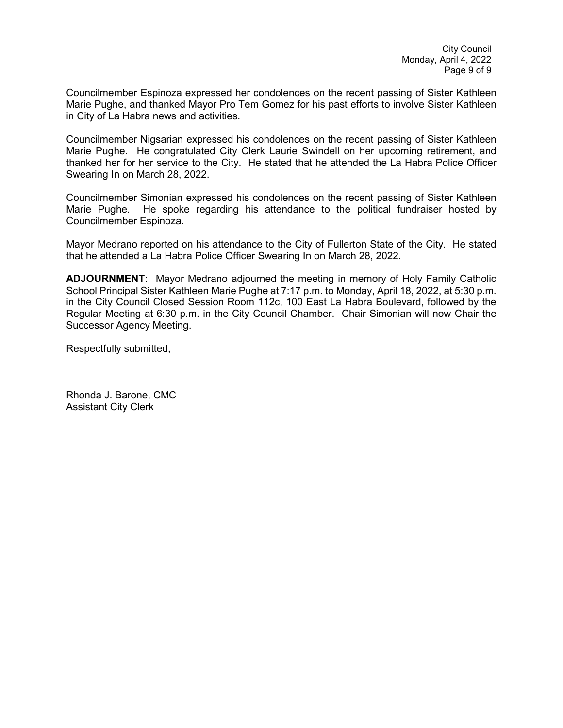Councilmember Espinoza expressed her condolences on the recent passing of Sister Kathleen Marie Pughe, and thanked Mayor Pro Tem Gomez for his past efforts to involve Sister Kathleen in City of La Habra news and activities.

Councilmember Nigsarian expressed his condolences on the recent passing of Sister Kathleen Marie Pughe. He congratulated City Clerk Laurie Swindell on her upcoming retirement, and thanked her for her service to the City. He stated that he attended the La Habra Police Officer Swearing In on March 28, 2022.

Councilmember Simonian expressed his condolences on the recent passing of Sister Kathleen Marie Pughe. He spoke regarding his attendance to the political fundraiser hosted by Councilmember Espinoza.

Mayor Medrano reported on his attendance to the City of Fullerton State of the City. He stated that he attended a La Habra Police Officer Swearing In on March 28, 2022.

**ADJOURNMENT:** Mayor Medrano adjourned the meeting in memory of Holy Family Catholic School Principal Sister Kathleen Marie Pughe at 7:17 p.m. to Monday, April 18, 2022, at 5:30 p.m. in the City Council Closed Session Room 112c, 100 East La Habra Boulevard, followed by the Regular Meeting at 6:30 p.m. in the City Council Chamber. Chair Simonian will now Chair the Successor Agency Meeting.

Respectfully submitted,

Rhonda J. Barone, CMC
Assistant City Clerk